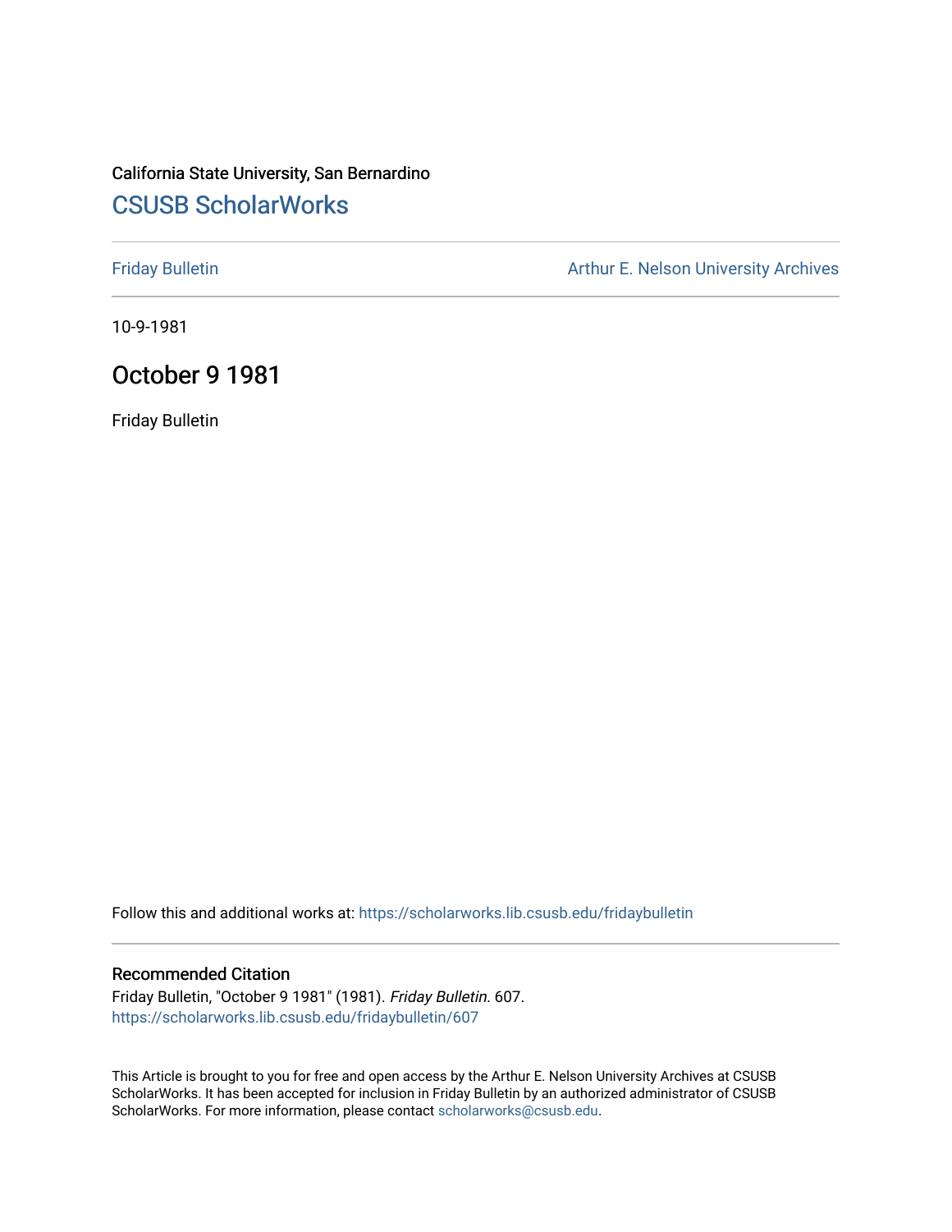California State University, San Bernardino

# CSUSB ScholarWorks

Friday Bulletin

Arthur E. Nelson University Archives

10-9-1981

## October 9 1981

Friday Bulletin

Follow this and additional works at: https://scholarworks.lib.csusb.edu/fridaybulletin

### Recommended Citation

Friday Bulletin, "October 9 1981" (1981). *Friday Bulletin*. 607.
https://scholarworks.lib.csusb.edu/fridaybulletin/607

This Article is brought to you for free and open access by the Arthur E. Nelson University Archives at CSUSB ScholarWorks. It has been accepted for inclusion in Friday Bulletin by an authorized administrator of CSUSB ScholarWorks. For more information, please contact scholarworks@csusb.edu.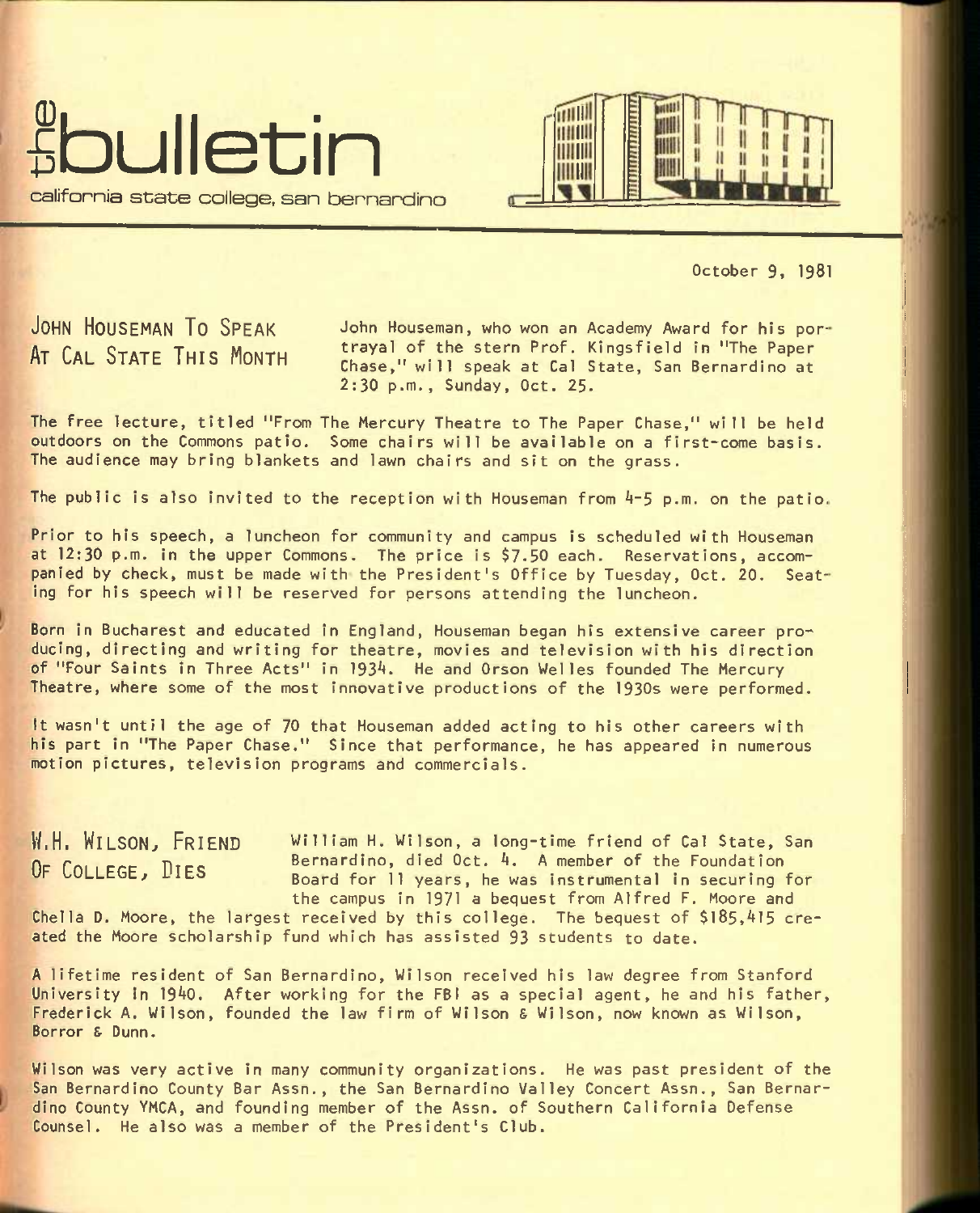# the bulletin

california state college, san bernardino

October 9, 1981

## JOHN HOUSEMAN TO SPEAK AT CAL STATE THIS MONTH

John Houseman, who won an Academy Award for his portrayal of the stern Prof. Kingsfield in "The Paper Chase," will speak at Cal State, San Bernardino at 2:30 p.m., Sunday, Oct. 25.

The free lecture, titled "From The Mercury Theatre to The Paper Chase," will be held outdoors on the Commons patio. Some chairs will be available on a first-come basis. The audience may bring blankets and lawn chairs and sit on the grass.

The public is also invited to the reception with Houseman from 4-5 p.m. on the patio.

Prior to his speech, a luncheon for community and campus is scheduled with Houseman at 12:30 p.m. in the upper Commons. The price is $7.50 each. Reservations, accompanied by check, must be made with the President's Office by Tuesday, Oct. 20. Seating for his speech will be reserved for persons attending the luncheon.

Born in Bucharest and educated in England, Houseman began his extensive career producing, directing and writing for theatre, movies and television with his direction of "Four Saints in Three Acts" in 1934. He and Orson Welles founded The Mercury Theatre, where some of the most innovative productions of the 1930s were performed.

It wasn't until the age of 70 that Houseman added acting to his other careers with his part in "The Paper Chase." Since that performance, he has appeared in numerous motion pictures, television programs and commercials.

## W.H. WILSON, FRIEND OF COLLEGE, DIES

William H. Wilson, a long-time friend of Cal State, San Bernardino, died Oct. 4. A member of the Foundation Board for 11 years, he was instrumental in securing for the campus in 1971 a bequest from Alfred F. Moore and Chella D. Moore, the largest received by this college. The bequest of $185,415 created the Moore scholarship fund which has assisted 93 students to date.

A lifetime resident of San Bernardino, Wilson received his law degree from Stanford University in 1940. After working for the FBI as a special agent, he and his father, Frederick A. Wilson, founded the law firm of Wilson & Wilson, now known as Wilson, Borror & Dunn.

Wilson was very active in many community organizations. He was past president of the San Bernardino County Bar Assn., the San Bernardino Valley Concert Assn., San Bernardino County YMCA, and founding member of the Assn. of Southern California Defense Counsel. He also was a member of the President's Club.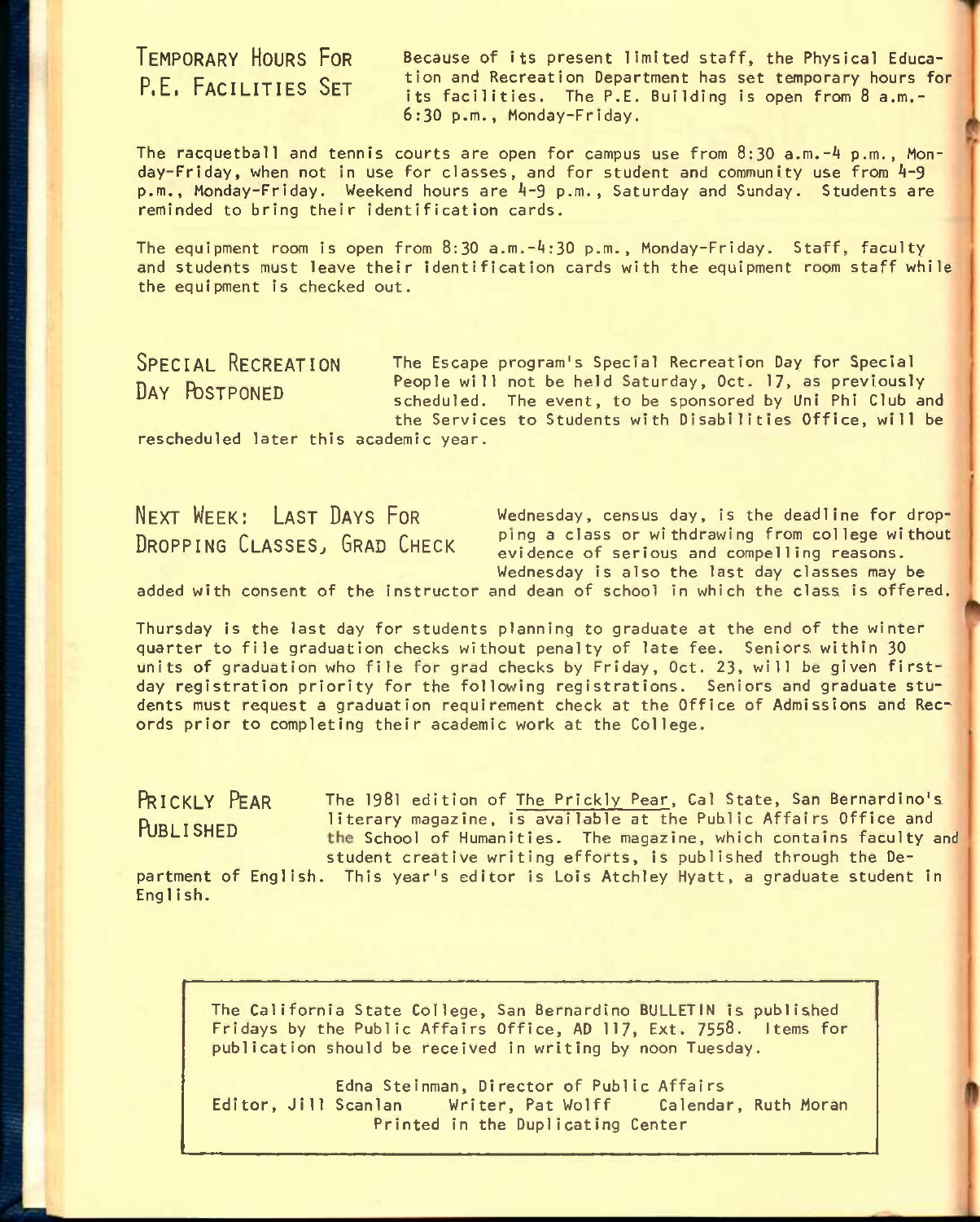## Temporary Hours For P.E. Facilities Set

Because of its present limited staff, the Physical Education and Recreation Department has set temporary hours for its facilities. The P.E. Building is open from 8 a.m.-6:30 p.m., Monday-Friday.

The racquetball and tennis courts are open for campus use from 8:30 a.m.-4 p.m., Monday-Friday, when not in use for classes, and for student and community use from 4-9 p.m., Monday-Friday. Weekend hours are 4-9 p.m., Saturday and Sunday. Students are reminded to bring their identification cards.

The equipment room is open from 8:30 a.m.-4:30 p.m., Monday-Friday. Staff, faculty and students must leave their identification cards with the equipment room staff while the equipment is checked out.

## Special Recreation Day Postponed

The Escape program's Special Recreation Day for Special People will not be held Saturday, Oct. 17, as previously scheduled. The event, to be sponsored by Uni Phi Club and the Services to Students with Disabilities Office, will be rescheduled later this academic year.

## Next Week: Last Days For Dropping Classes, Grad Check

Wednesday, census day, is the deadline for dropping a class or withdrawing from college without evidence of serious and compelling reasons. Wednesday is also the last day classes may be added with consent of the instructor and dean of school in which the class is offered.

Thursday is the last day for students planning to graduate at the end of the winter quarter to file graduation checks without penalty of late fee. Seniors within 30 units of graduation who file for grad checks by Friday, Oct. 23, will be given first-day registration priority for the following registrations. Seniors and graduate students must request a graduation requirement check at the Office of Admissions and Records prior to completing their academic work at the College.

## Prickly Pear Published

The 1981 edition of The Prickly Pear, Cal State, San Bernardino's literary magazine, is available at the Public Affairs Office and the School of Humanities. The magazine, which contains faculty and student creative writing efforts, is published through the Department of English. This year's editor is Lois Atchley Hyatt, a graduate student in English.

---

The California State College, San Bernardino BULLETIN is published Fridays by the Public Affairs Office, AD 117, Ext. 7558. Items for publication should be received in writing by noon Tuesday.

Edna Steinman, Director of Public Affairs
Editor, Jill Scanlan Writer, Pat Wolff Calendar, Ruth Moran
Printed in the Duplicating Center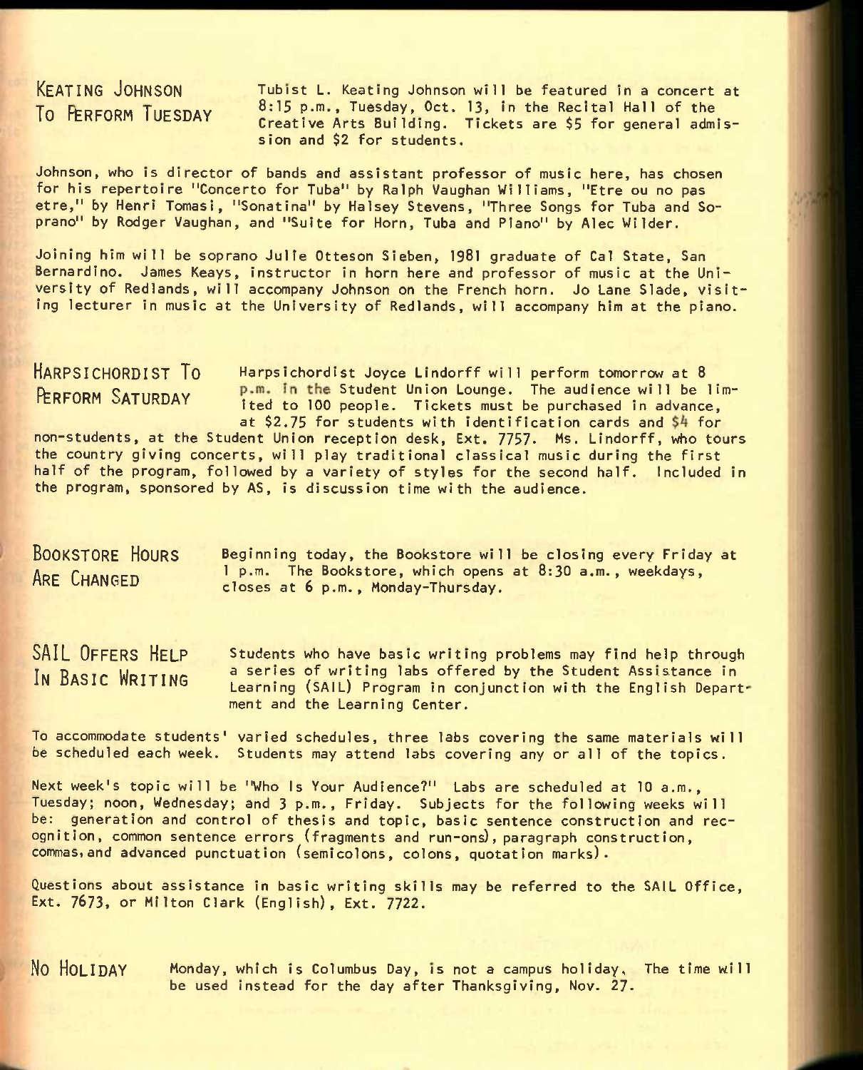## KEATING JOHNSON TO PERFORM TUESDAY

Tubist L. Keating Johnson will be featured in a concert at 8:15 p.m., Tuesday, Oct. 13, in the Recital Hall of the Creative Arts Building. Tickets are $5 for general admission and $2 for students.

Johnson, who is director of bands and assistant professor of music here, has chosen for his repertoire "Concerto for Tuba" by Ralph Vaughan Williams, "Etre ou no pas etre," by Henri Tomasi, "Sonatina" by Halsey Stevens, "Three Songs for Tuba and Soprano" by Rodger Vaughan, and "Suite for Horn, Tuba and Piano" by Alec Wilder.

Joining him will be soprano Julie Otteson Sieben, 1981 graduate of Cal State, San Bernardino. James Keays, instructor in horn here and professor of music at the University of Redlands, will accompany Johnson on the French horn. Jo Lane Slade, visiting lecturer in music at the University of Redlands, will accompany him at the piano.

## HARPSICHORDIST TO PERFORM SATURDAY

Harpsichordist Joyce Lindorff will perform tomorrow at 8 p.m. in the Student Union Lounge. The audience will be limited to 100 people. Tickets must be purchased in advance, at $2.75 for students with identification cards and $4 for non-students, at the Student Union reception desk, Ext. 7757. Ms. Lindorff, who tours the country giving concerts, will play traditional classical music during the first half of the program, followed by a variety of styles for the second half. Included in the program, sponsored by AS, is discussion time with the audience.

## BOOKSTORE HOURS ARE CHANGED

Beginning today, the Bookstore will be closing every Friday at 1 p.m. The Bookstore, which opens at 8:30 a.m., weekdays, closes at 6 p.m., Monday-Thursday.

## SAIL OFFERS HELP IN BASIC WRITING

Students who have basic writing problems may find help through a series of writing labs offered by the Student Assistance in Learning (SAIL) Program in conjunction with the English Department and the Learning Center.

To accommodate students' varied schedules, three labs covering the same materials will be scheduled each week. Students may attend labs covering any or all of the topics.

Next week's topic will be "Who Is Your Audience?" Labs are scheduled at 10 a.m., Tuesday; noon, Wednesday; and 3 p.m., Friday. Subjects for the following weeks will be: generation and control of thesis and topic, basic sentence construction and recognition, common sentence errors (fragments and run-ons), paragraph construction, commas, and advanced punctuation (semicolons, colons, quotation marks).

Questions about assistance in basic writing skills may be referred to the SAIL Office, Ext. 7673, or Milton Clark (English), Ext. 7722.

## NO HOLIDAY

Monday, which is Columbus Day, is not a campus holiday. The time will be used instead for the day after Thanksgiving, Nov. 27.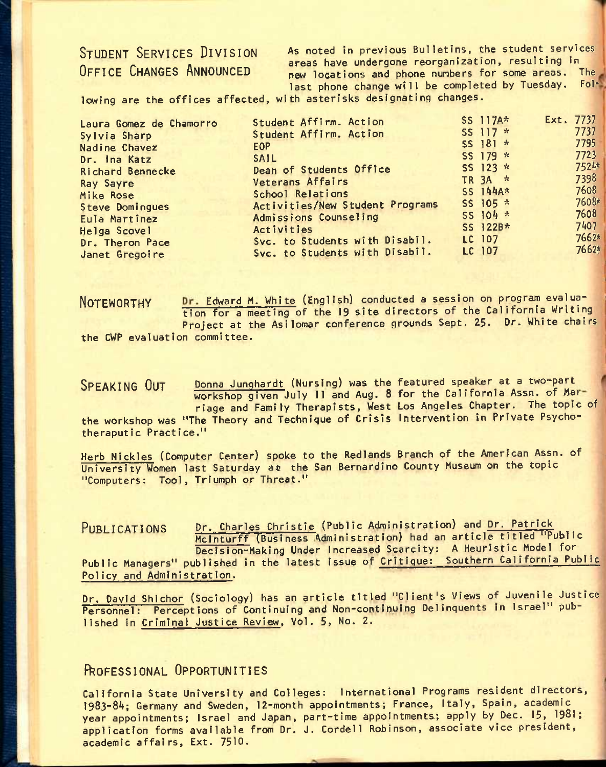## STUDENT SERVICES DIVISION OFFICE CHANGES ANNOUNCED

As noted in previous Bulletins, the student services areas have undergone reorganization, resulting in new locations and phone numbers for some areas. The last phone change will be completed by Tuesday. Following are the offices affected, with asterisks designating changes.

| | | | |
|---|---|---|---|
| Laura Gomez de Chamorro | Student Affirm. Action | SS 117A* | Ext. 7737 |
| Sylvia Sharp | Student Affirm. Action | SS 117 * | 7737 |
| Nadine Chavez | EOP | SS 181 * | 7795 |
| Dr. Ina Katz | SAIL | SS 179 * | 7723 |
| Richard Bennecke | Dean of Students Office | SS 123 * | 7524* |
| Ray Sayre | Veterans Affairs | TR 3A * | 7398 |
| Mike Rose | School Relations | SS 144A* | 7608 |
| Steve Domingues | Activities/New Student Programs | SS 105 * | 7608* |
| Eula Martinez | Admissions Counseling | SS 104 * | 7608 |
| Helga Scovel | Activities | SS 122B* | 7407 |
| Dr. Theron Pace | Svc. to Students with Disabil. | LC 107 | 7662* |
| Janet Gregoire | Svc. to Students with Disabil. | LC 107 | 7662* |

## NOTEWORTHY

Dr. Edward M. White (English) conducted a session on program evaluation for a meeting of the 19 site directors of the California Writing Project at the Asilomar conference grounds Sept. 25. Dr. White chairs the CWP evaluation committee.

## SPEAKING OUT

Donna Junghardt (Nursing) was the featured speaker at a two-part workshop given July 11 and Aug. 8 for the California Assn. of Marriage and Family Therapists, West Los Angeles Chapter. The topic of the workshop was "The Theory and Technique of Crisis Intervention in Private Psychotheraputic Practice."

Herb Nickles (Computer Center) spoke to the Redlands Branch of the American Assn. of University Women last Saturday at the San Bernardino County Museum on the topic "Computers: Tool, Triumph or Threat."

## PUBLICATIONS

Dr. Charles Christie (Public Administration) and Dr. Patrick McInturff (Business Administration) had an article titled "Public Decision-Making Under Increased Scarcity: A Heuristic Model for Public Managers" published in the latest issue of Critique: Southern California Public Policy and Administration.

Dr. David Shichor (Sociology) has an article titled "Client's Views of Juvenile Justice Personnel: Perceptions of Continuing and Non-continuing Delinquents in Israel" published in Criminal Justice Review, Vol. 5, No. 2.

## PROFESSIONAL OPPORTUNITIES

California State University and Colleges: International Programs resident directors, 1983-84; Germany and Sweden, 12-month appointments; France, Italy, Spain, academic year appointments; Israel and Japan, part-time appointments; apply by Dec. 15, 1981; application forms available from Dr. J. Cordell Robinson, associate vice president, academic affairs, Ext. 7510.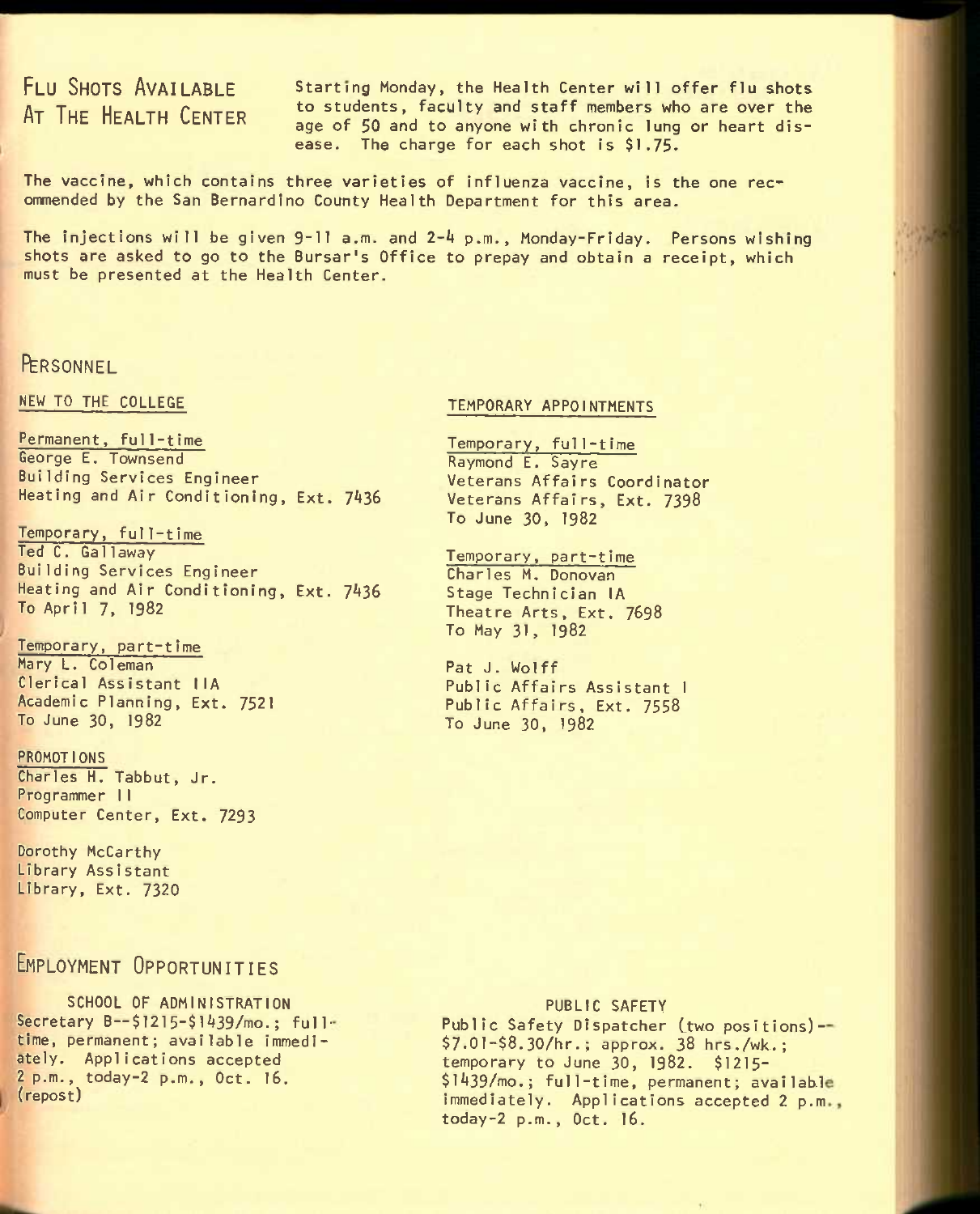## Flu Shots Available At The Health Center

Starting Monday, the Health Center will offer flu shots to students, faculty and staff members who are over the age of 50 and to anyone with chronic lung or heart disease. The charge for each shot is $1.75.

The vaccine, which contains three varieties of influenza vaccine, is the one recommended by the San Bernardino County Health Department for this area.

The injections will be given 9-11 a.m. and 2-4 p.m., Monday-Friday. Persons wishing shots are asked to go to the Bursar's Office to prepay and obtain a receipt, which must be presented at the Health Center.

## Personnel

### NEW TO THE COLLEGE

Permanent, full-time
George E. Townsend
Building Services Engineer
Heating and Air Conditioning, Ext. 7436

Temporary, full-time
Ted C. Gallaway
Building Services Engineer
Heating and Air Conditioning, Ext. 7436
To April 7, 1982

Temporary, part-time
Mary L. Coleman
Clerical Assistant IIA
Academic Planning, Ext. 7521
To June 30, 1982

### PROMOTIONS

Charles H. Tabbut, Jr.
Programmer II
Computer Center, Ext. 7293

Dorothy McCarthy
Library Assistant
Library, Ext. 7320

### TEMPORARY APPOINTMENTS

Temporary, full-time
Raymond E. Sayre
Veterans Affairs Coordinator
Veterans Affairs, Ext. 7398
To June 30, 1982

Temporary, part-time
Charles M. Donovan
Stage Technician IA
Theatre Arts, Ext. 7698
To May 31, 1982

Pat J. Wolff
Public Affairs Assistant I
Public Affairs, Ext. 7558
To June 30, 1982

## Employment Opportunities

SCHOOL OF ADMINISTRATION

Secretary B--$1215-$1439/mo.; full-time, permanent; available immediately. Applications accepted 2 p.m., today-2 p.m., Oct. 16. (repost)

PUBLIC SAFETY

Public Safety Dispatcher (two positions)--$7.01-$8.30/hr.; approx. 38 hrs./wk.; temporary to June 30, 1982. $1215-$1439/mo.; full-time, permanent; available immediately. Applications accepted 2 p.m., today-2 p.m., Oct. 16.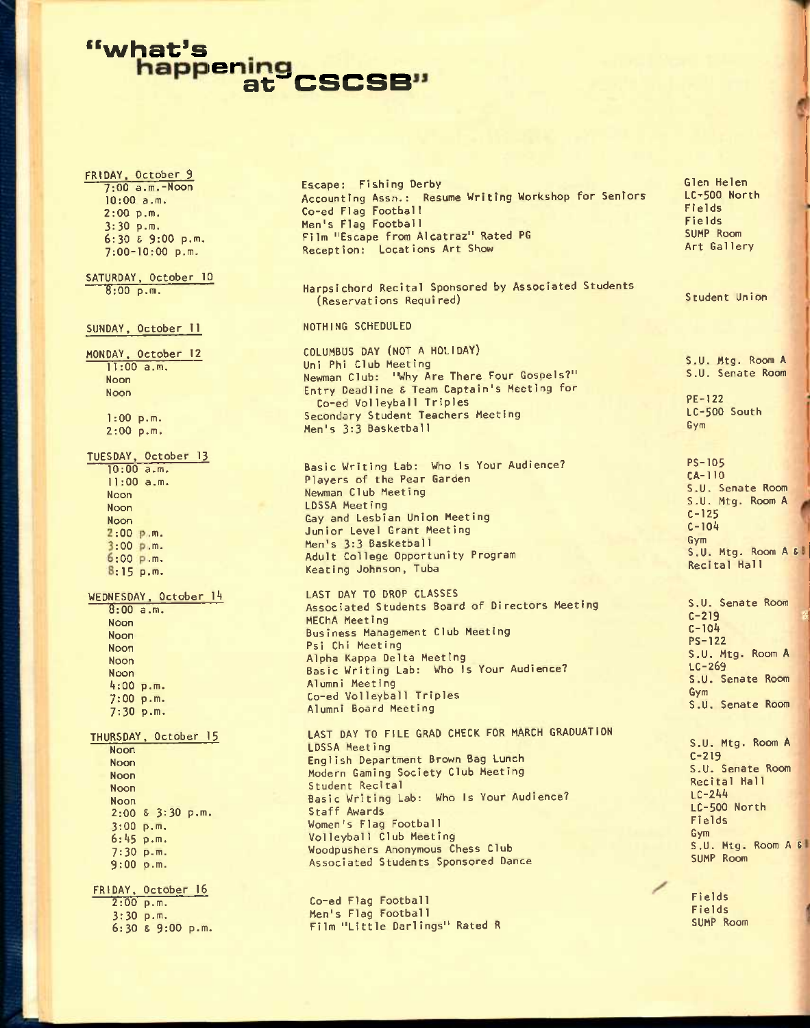# "what's happening at CSCSB"

**FRIDAY, October 9**

| | | |
|---|---|---|
| 7:00 a.m.-Noon | Escape: Fishing Derby | Glen Helen |
| 10:00 a.m. | Accounting Assn.: Resume Writing Workshop for Seniors | LC-500 North |
| 2:00 p.m. | Co-ed Flag Football | Fields |
| 3:30 p.m. | Men's Flag Football | Fields |
| 6:30 & 9:00 p.m. | Film "Escape from Alcatraz" Rated PG | SUMP Room |
| 7:00-10:00 p.m. | Reception: Locations Art Show | Art Gallery |

**SATURDAY, October 10**

| | | |
|---|---|---|
| 8:00 p.m. | Harpsichord Recital Sponsored by Associated Students (Reservations Required) | Student Union |

**SUNDAY, October 11**

NOTHING SCHEDULED

**MONDAY, October 12**

COLUMBUS DAY (NOT A HOLIDAY)

| | | |
|---|---|---|
| 11:00 a.m. | Uni Phi Club Meeting | S.U. Mtg. Room A |
| Noon | Newman Club: "Why Are There Four Gospels?" | S.U. Senate Room |
| Noon | Entry Deadline & Team Captain's Meeting for Co-ed Volleyball Triples | PE-122 |
| 1:00 p.m. | Secondary Student Teachers Meeting | LC-500 South |
| 2:00 p.m. | Men's 3:3 Basketball | Gym |

**TUESDAY, October 13**

| | | |
|---|---|---|
| 10:00 a.m. | Basic Writing Lab: Who Is Your Audience? | PS-105 |
| 11:00 a.m. | Players of the Pear Garden | CA-110 |
| Noon | Newman Club Meeting | S.U. Senate Room |
| Noon | LDSSA Meeting | S.U. Mtg. Room A |
| Noon | Gay and Lesbian Union Meeting | C-125 |
| 2:00 p.m. | Junior Level Grant Meeting | C-104 |
| 3:00 p.m. | Men's 3:3 Basketball | Gym |
| 6:00 p.m. | Adult College Opportunity Program | S.U. Mtg. Room A & B |
| 8:15 p.m. | Keating Johnson, Tuba | Recital Hall |

**WEDNESDAY, October 14**

LAST DAY TO DROP CLASSES

| | | |
|---|---|---|
| 8:00 a.m. | Associated Students Board of Directors Meeting | S.U. Senate Room |
| Noon | MEChA Meeting | C-219 |
| Noon | Business Management Club Meeting | C-104 |
| Noon | Psi Chi Meeting | PS-122 |
| Noon | Alpha Kappa Delta Meeting | S.U. Mtg. Room A |
| Noon | Basic Writing Lab: Who Is Your Audience? | LC-269 |
| 4:00 p.m. | Alumni Meeting | S.U. Senate Room |
| 7:00 p.m. | Co-ed Volleyball Triples | Gym |
| 7:30 p.m. | Alumni Board Meeting | S.U. Senate Room |

**THURSDAY, October 15**

LAST DAY TO FILE GRAD CHECK FOR MARCH GRADUATION

| | | |
|---|---|---|
| Noon | LDSSA Meeting | S.U. Mtg. Room A |
| Noon | English Department Brown Bag Lunch | C-219 |
| Noon | Modern Gaming Society Club Meeting | S.U. Senate Room |
| Noon | Student Recital | Recital Hall |
| Noon | Basic Writing Lab: Who Is Your Audience? | LC-244 |
| 2:00 & 3:30 p.m. | Staff Awards | LC-500 North |
| 3:00 p.m. | Women's Flag Football | Fields |
| 6:45 p.m. | Volleyball Club Meeting | Gym |
| 7:30 p.m. | Woodpushers Anonymous Chess Club | S.U. Mtg. Room A & B |
| 9:00 p.m. | Associated Students Sponsored Dance | SUMP Room |

**FRIDAY, October 16**

| | | |
|---|---|---|
| 2:00 p.m. | Co-ed Flag Football | Fields |
| 3:30 p.m. | Men's Flag Football | Fields |
| 6:30 & 9:00 p.m. | Film "Little Darlings" Rated R | SUMP Room |